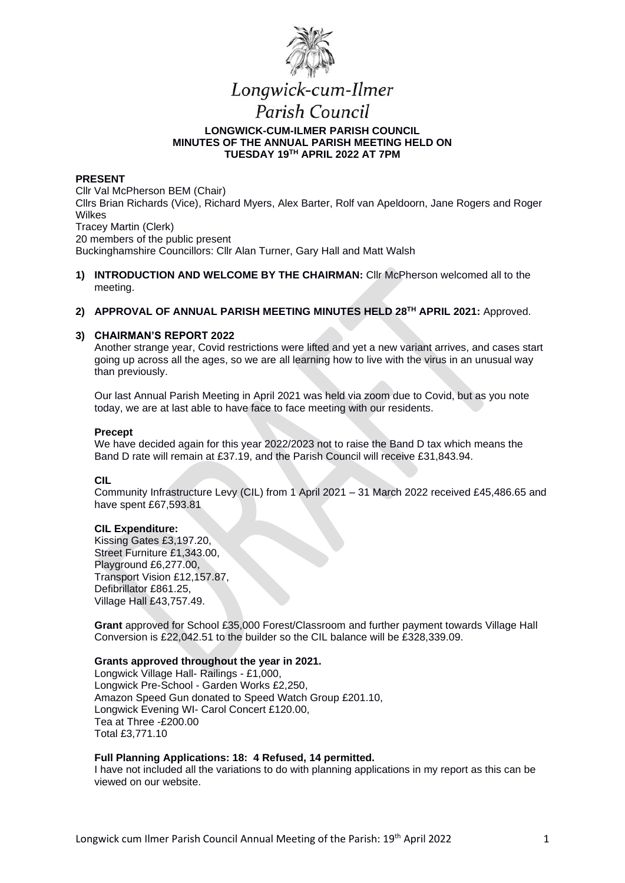# Longwick-cum-Ilmer Parish Council

## LONGWICK-CUM-ILMER PARISH COUNCIL
## MINUTES OF THE ANNUAL PARISH MEETING HELD ON TUESDAY 19TH APRIL 2022 AT 7PM

**PRESENT**

Cllr Val McPherson BEM (Chair)
Cllrs Brian Richards (Vice), Richard Myers, Alex Barter, Rolf van Apeldoorn, Jane Rogers and Roger Wilkes
Tracey Martin (Clerk)
20 members of the public present
Buckinghamshire Councillors: Cllr Alan Turner, Gary Hall and Matt Walsh

1) **INTRODUCTION AND WELCOME BY THE CHAIRMAN:** Cllr McPherson welcomed all to the meeting.

2) **APPROVAL OF ANNUAL PARISH MEETING MINUTES HELD 28TH APRIL 2021:** Approved.

3) **CHAIRMAN'S REPORT 2022**

Another strange year, Covid restrictions were lifted and yet a new variant arrives, and cases start going up across all the ages, so we are all learning how to live with the virus in an unusual way than previously.

Our last Annual Parish Meeting in April 2021 was held via zoom due to Covid, but as you note today, we are at last able to have face to face meeting with our residents.

**Precept**

We have decided again for this year 2022/2023 not to raise the Band D tax which means the Band D rate will remain at £37.19, and the Parish Council will receive £31,843.94.

**CIL**

Community Infrastructure Levy (CIL) from 1 April 2021 – 31 March 2022 received £45,486.65 and have spent £67,593.81

**CIL Expenditure:**

Kissing Gates £3,197.20,
Street Furniture £1,343.00,
Playground £6,277.00,
Transport Vision £12,157.87,
Defibrillator £861.25,
Village Hall £43,757.49.

**Grant** approved for School £35,000 Forest/Classroom and further payment towards Village Hall Conversion is £22,042.51 to the builder so the CIL balance will be £328,339.09.

**Grants approved throughout the year in 2021.**

Longwick Village Hall- Railings - £1,000,
Longwick Pre-School - Garden Works £2,250,
Amazon Speed Gun donated to Speed Watch Group £201.10,
Longwick Evening WI- Carol Concert £120.00,
Tea at Three -£200.00
Total £3,771.10

**Full Planning Applications: 18: 4 Refused, 14 permitted.**

I have not included all the variations to do with planning applications in my report as this can be viewed on our website.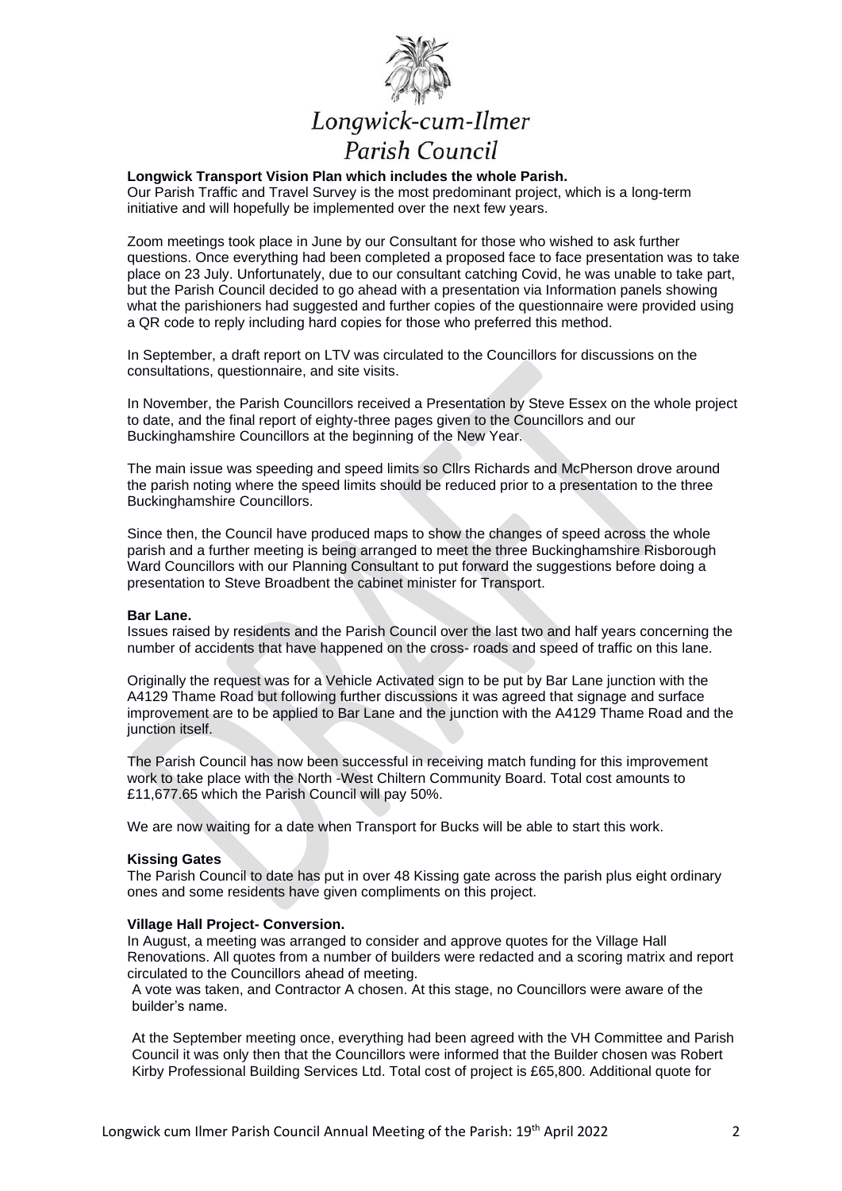# Longwick-cum-Ilmer Parish Council

**Longwick Transport Vision Plan which includes the whole Parish.**

Our Parish Traffic and Travel Survey is the most predominant project, which is a long-term initiative and will hopefully be implemented over the next few years.

Zoom meetings took place in June by our Consultant for those who wished to ask further questions. Once everything had been completed a proposed face to face presentation was to take place on 23 July. Unfortunately, due to our consultant catching Covid, he was unable to take part, but the Parish Council decided to go ahead with a presentation via Information panels showing what the parishioners had suggested and further copies of the questionnaire were provided using a QR code to reply including hard copies for those who preferred this method.

In September, a draft report on LTV was circulated to the Councillors for discussions on the consultations, questionnaire, and site visits.

In November, the Parish Councillors received a Presentation by Steve Essex on the whole project to date, and the final report of eighty-three pages given to the Councillors and our Buckinghamshire Councillors at the beginning of the New Year.

The main issue was speeding and speed limits so Cllrs Richards and McPherson drove around the parish noting where the speed limits should be reduced prior to a presentation to the three Buckinghamshire Councillors.

Since then, the Council have produced maps to show the changes of speed across the whole parish and a further meeting is being arranged to meet the three Buckinghamshire Risborough Ward Councillors with our Planning Consultant to put forward the suggestions before doing a presentation to Steve Broadbent the cabinet minister for Transport.

**Bar Lane.**

Issues raised by residents and the Parish Council over the last two and half years concerning the number of accidents that have happened on the cross- roads and speed of traffic on this lane.

Originally the request was for a Vehicle Activated sign to be put by Bar Lane junction with the A4129 Thame Road but following further discussions it was agreed that signage and surface improvement are to be applied to Bar Lane and the junction with the A4129 Thame Road and the junction itself.

The Parish Council has now been successful in receiving match funding for this improvement work to take place with the North -West Chiltern Community Board. Total cost amounts to £11,677.65 which the Parish Council will pay 50%.

We are now waiting for a date when Transport for Bucks will be able to start this work.

**Kissing Gates**

The Parish Council to date has put in over 48 Kissing gate across the parish plus eight ordinary ones and some residents have given compliments on this project.

**Village Hall Project- Conversion.**

In August, a meeting was arranged to consider and approve quotes for the Village Hall Renovations. All quotes from a number of builders were redacted and a scoring matrix and report circulated to the Councillors ahead of meeting.

A vote was taken, and Contractor A chosen. At this stage, no Councillors were aware of the builder's name.

At the September meeting once, everything had been agreed with the VH Committee and Parish Council it was only then that the Councillors were informed that the Builder chosen was Robert Kirby Professional Building Services Ltd. Total cost of project is £65,800. Additional quote for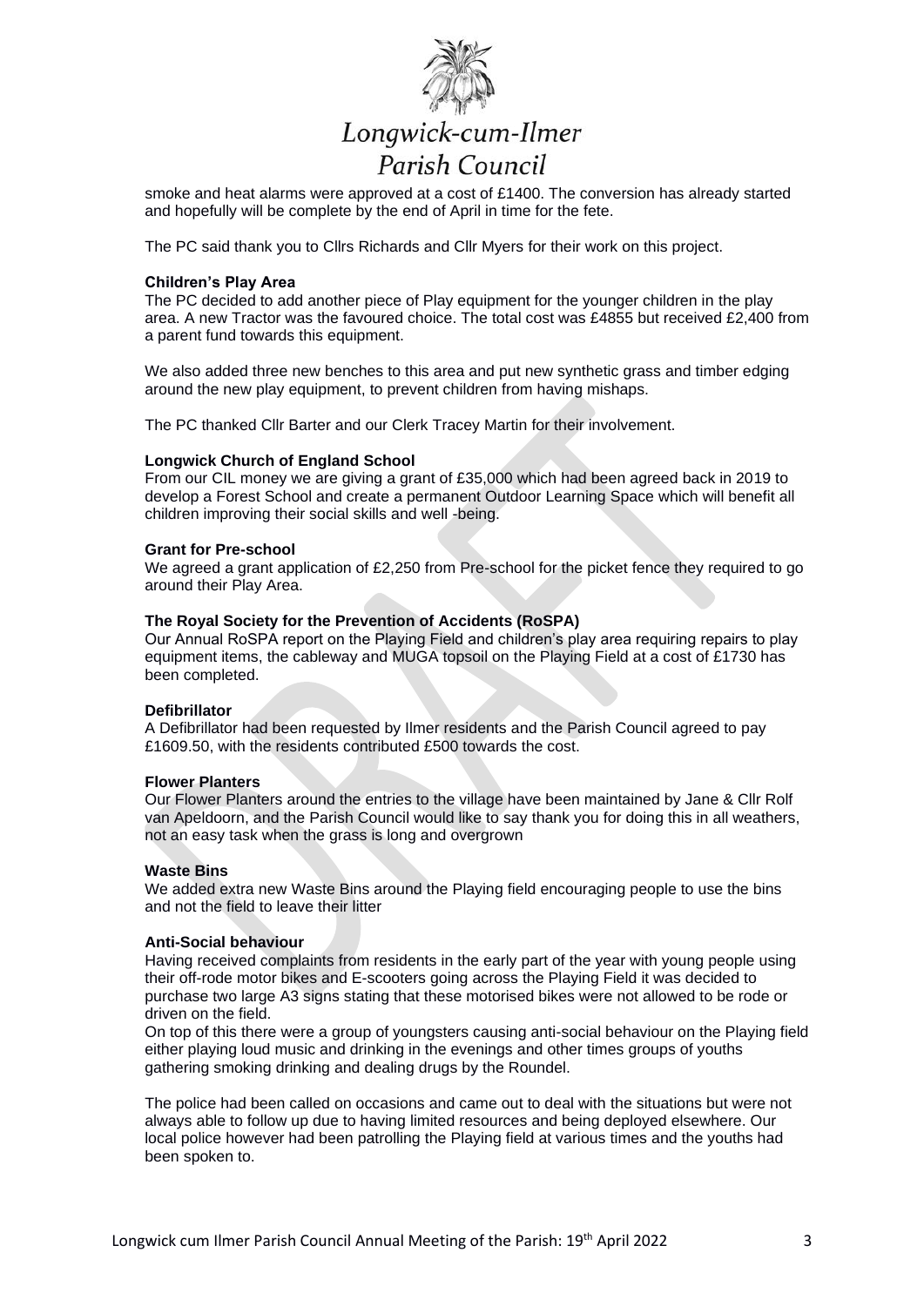smoke and heat alarms were approved at a cost of £1400. The conversion has already started and hopefully will be complete by the end of April in time for the fete.

The PC said thank you to Cllrs Richards and Cllr Myers for their work on this project.

**Children's Play Area**

The PC decided to add another piece of Play equipment for the younger children in the play area. A new Tractor was the favoured choice. The total cost was £4855 but received £2,400 from a parent fund towards this equipment.

We also added three new benches to this area and put new synthetic grass and timber edging around the new play equipment, to prevent children from having mishaps.

The PC thanked Cllr Barter and our Clerk Tracey Martin for their involvement.

**Longwick Church of England School**

From our CIL money we are giving a grant of £35,000 which had been agreed back in 2019 to develop a Forest School and create a permanent Outdoor Learning Space which will benefit all children improving their social skills and well -being.

**Grant for Pre-school**

We agreed a grant application of £2,250 from Pre-school for the picket fence they required to go around their Play Area.

**The Royal Society for the Prevention of Accidents (RoSPA)**

Our Annual RoSPA report on the Playing Field and children's play area requiring repairs to play equipment items, the cableway and MUGA topsoil on the Playing Field at a cost of £1730 has been completed.

**Defibrillator**

A Defibrillator had been requested by Ilmer residents and the Parish Council agreed to pay £1609.50, with the residents contributed £500 towards the cost.

**Flower Planters**

Our Flower Planters around the entries to the village have been maintained by Jane & Cllr Rolf van Apeldoorn, and the Parish Council would like to say thank you for doing this in all weathers, not an easy task when the grass is long and overgrown

**Waste Bins**

We added extra new Waste Bins around the Playing field encouraging people to use the bins and not the field to leave their litter

**Anti-Social behaviour**

Having received complaints from residents in the early part of the year with young people using their off-rode motor bikes and E-scooters going across the Playing Field it was decided to purchase two large A3 signs stating that these motorised bikes were not allowed to be rode or driven on the field.

On top of this there were a group of youngsters causing anti-social behaviour on the Playing field either playing loud music and drinking in the evenings and other times groups of youths gathering smoking drinking and dealing drugs by the Roundel.

The police had been called on occasions and came out to deal with the situations but were not always able to follow up due to having limited resources and being deployed elsewhere. Our local police however had been patrolling the Playing field at various times and the youths had been spoken to.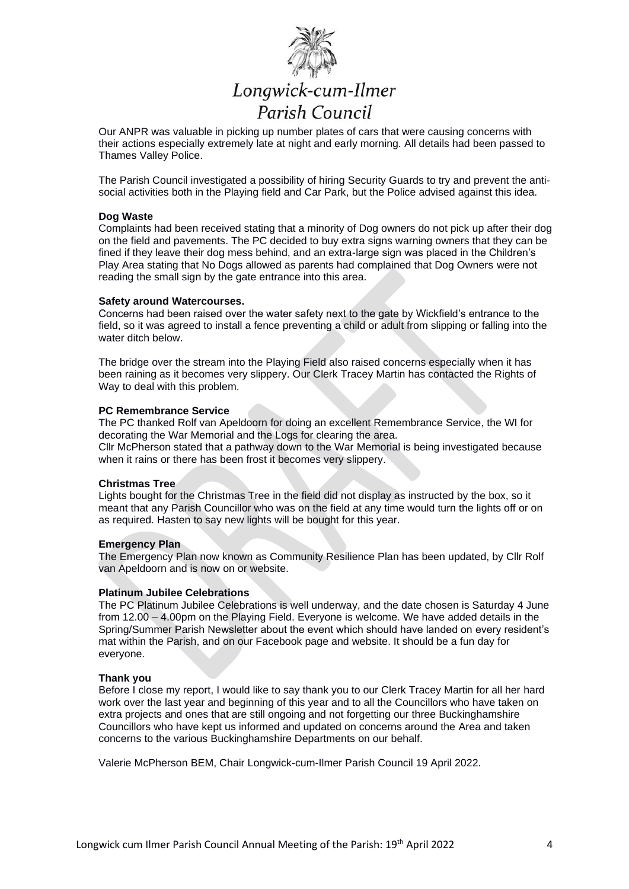Our ANPR was valuable in picking up number plates of cars that were causing concerns with their actions especially extremely late at night and early morning. All details had been passed to Thames Valley Police.

The Parish Council investigated a possibility of hiring Security Guards to try and prevent the anti-social activities both in the Playing field and Car Park, but the Police advised against this idea.

**Dog Waste**

Complaints had been received stating that a minority of Dog owners do not pick up after their dog on the field and pavements. The PC decided to buy extra signs warning owners that they can be fined if they leave their dog mess behind, and an extra-large sign was placed in the Children's Play Area stating that No Dogs allowed as parents had complained that Dog Owners were not reading the small sign by the gate entrance into this area.

**Safety around Watercourses.**

Concerns had been raised over the water safety next to the gate by Wickfield's entrance to the field, so it was agreed to install a fence preventing a child or adult from slipping or falling into the water ditch below.

The bridge over the stream into the Playing Field also raised concerns especially when it has been raining as it becomes very slippery. Our Clerk Tracey Martin has contacted the Rights of Way to deal with this problem.

**PC Remembrance Service**

The PC thanked Rolf van Apeldoorn for doing an excellent Remembrance Service, the WI for decorating the War Memorial and the Logs for clearing the area.
Cllr McPherson stated that a pathway down to the War Memorial is being investigated because when it rains or there has been frost it becomes very slippery.

**Christmas Tree**

Lights bought for the Christmas Tree in the field did not display as instructed by the box, so it meant that any Parish Councillor who was on the field at any time would turn the lights off or on as required. Hasten to say new lights will be bought for this year.

**Emergency Plan**

The Emergency Plan now known as Community Resilience Plan has been updated, by Cllr Rolf van Apeldoorn and is now on or website.

**Platinum Jubilee Celebrations**

The PC Platinum Jubilee Celebrations is well underway, and the date chosen is Saturday 4 June from 12.00 – 4.00pm on the Playing Field. Everyone is welcome. We have added details in the Spring/Summer Parish Newsletter about the event which should have landed on every resident's mat within the Parish, and on our Facebook page and website. It should be a fun day for everyone.

**Thank you**

Before I close my report, I would like to say thank you to our Clerk Tracey Martin for all her hard work over the last year and beginning of this year and to all the Councillors who have taken on extra projects and ones that are still ongoing and not forgetting our three Buckinghamshire Councillors who have kept us informed and updated on concerns around the Area and taken concerns to the various Buckinghamshire Departments on our behalf.

Valerie McPherson BEM, Chair Longwick-cum-Ilmer Parish Council 19 April 2022.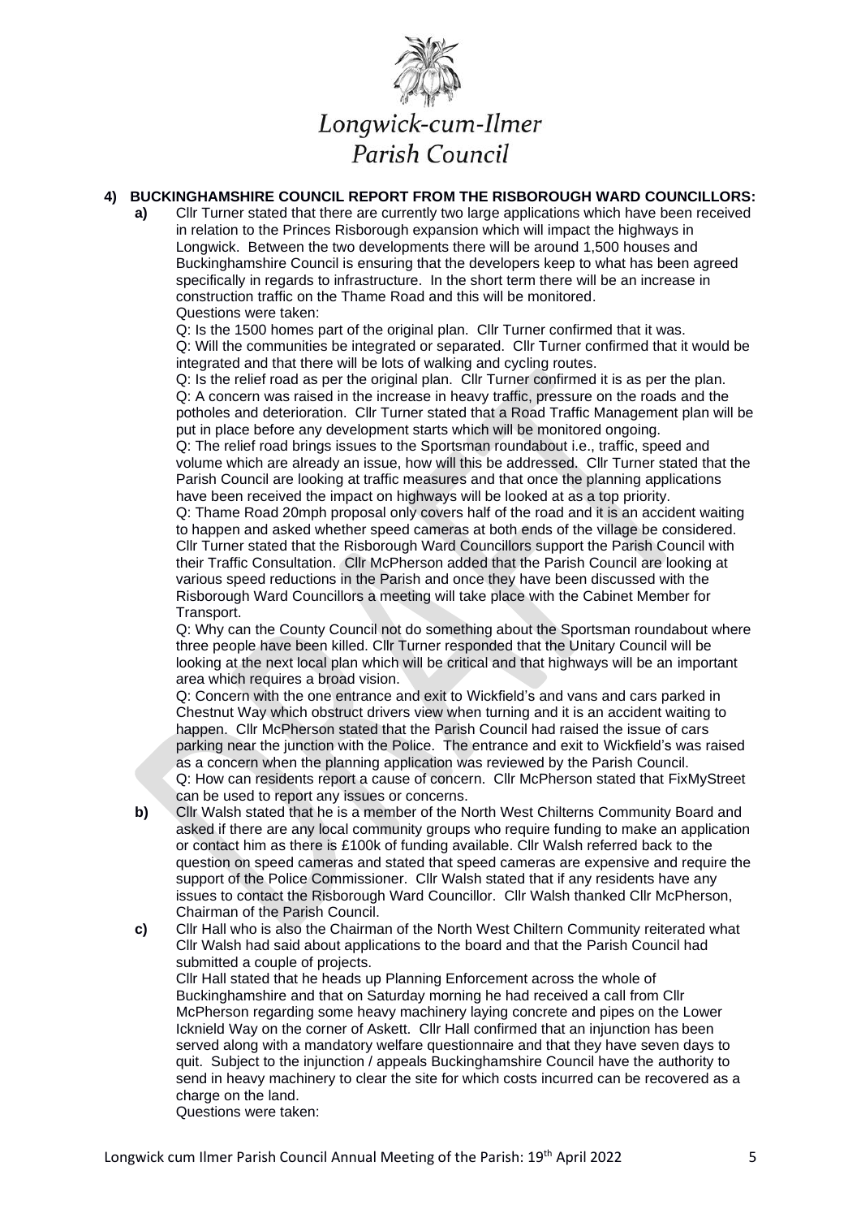Longwick-cum-Ilmer
Parish Council

## 4) BUCKINGHAMSHIRE COUNCIL REPORT FROM THE RISBOROUGH WARD COUNCILLORS:

**a)** Cllr Turner stated that there are currently two large applications which have been received in relation to the Princes Risborough expansion which will impact the highways in Longwick. Between the two developments there will be around 1,500 houses and Buckinghamshire Council is ensuring that the developers keep to what has been agreed specifically in regards to infrastructure. In the short term there will be an increase in construction traffic on the Thame Road and this will be monitored.

Questions were taken:

Q: Is the 1500 homes part of the original plan. Cllr Turner confirmed that it was.

Q: Will the communities be integrated or separated. Cllr Turner confirmed that it would be integrated and that there will be lots of walking and cycling routes.

Q: Is the relief road as per the original plan. Cllr Turner confirmed it is as per the plan.

Q: A concern was raised in the increase in heavy traffic, pressure on the roads and the potholes and deterioration. Cllr Turner stated that a Road Traffic Management plan will be put in place before any development starts which will be monitored ongoing.

Q: The relief road brings issues to the Sportsman roundabout i.e., traffic, speed and volume which are already an issue, how will this be addressed. Cllr Turner stated that the Parish Council are looking at traffic measures and that once the planning applications have been received the impact on highways will be looked at as a top priority.

Q: Thame Road 20mph proposal only covers half of the road and it is an accident waiting to happen and asked whether speed cameras at both ends of the village be considered. Cllr Turner stated that the Risborough Ward Councillors support the Parish Council with their Traffic Consultation. Cllr McPherson added that the Parish Council are looking at various speed reductions in the Parish and once they have been discussed with the Risborough Ward Councillors a meeting will take place with the Cabinet Member for Transport.

Q: Why can the County Council not do something about the Sportsman roundabout where three people have been killed. Cllr Turner responded that the Unitary Council will be looking at the next local plan which will be critical and that highways will be an important area which requires a broad vision.

Q: Concern with the one entrance and exit to Wickfield's and vans and cars parked in Chestnut Way which obstruct drivers view when turning and it is an accident waiting to happen. Cllr McPherson stated that the Parish Council had raised the issue of cars parking near the junction with the Police. The entrance and exit to Wickfield's was raised as a concern when the planning application was reviewed by the Parish Council.

Q: How can residents report a cause of concern. Cllr McPherson stated that FixMyStreet can be used to report any issues or concerns.

**b)** Cllr Walsh stated that he is a member of the North West Chilterns Community Board and asked if there are any local community groups who require funding to make an application or contact him as there is £100k of funding available. Cllr Walsh referred back to the question on speed cameras and stated that speed cameras are expensive and require the support of the Police Commissioner. Cllr Walsh stated that if any residents have any issues to contact the Risborough Ward Councillor. Cllr Walsh thanked Cllr McPherson, Chairman of the Parish Council.

**c)** Cllr Hall who is also the Chairman of the North West Chiltern Community reiterated what Cllr Walsh had said about applications to the board and that the Parish Council had submitted a couple of projects.

Cllr Hall stated that he heads up Planning Enforcement across the whole of Buckinghamshire and that on Saturday morning he had received a call from Cllr McPherson regarding some heavy machinery laying concrete and pipes on the Lower Icknield Way on the corner of Askett. Cllr Hall confirmed that an injunction has been served along with a mandatory welfare questionnaire and that they have seven days to quit. Subject to the injunction / appeals Buckinghamshire Council have the authority to send in heavy machinery to clear the site for which costs incurred can be recovered as a charge on the land.

Questions were taken: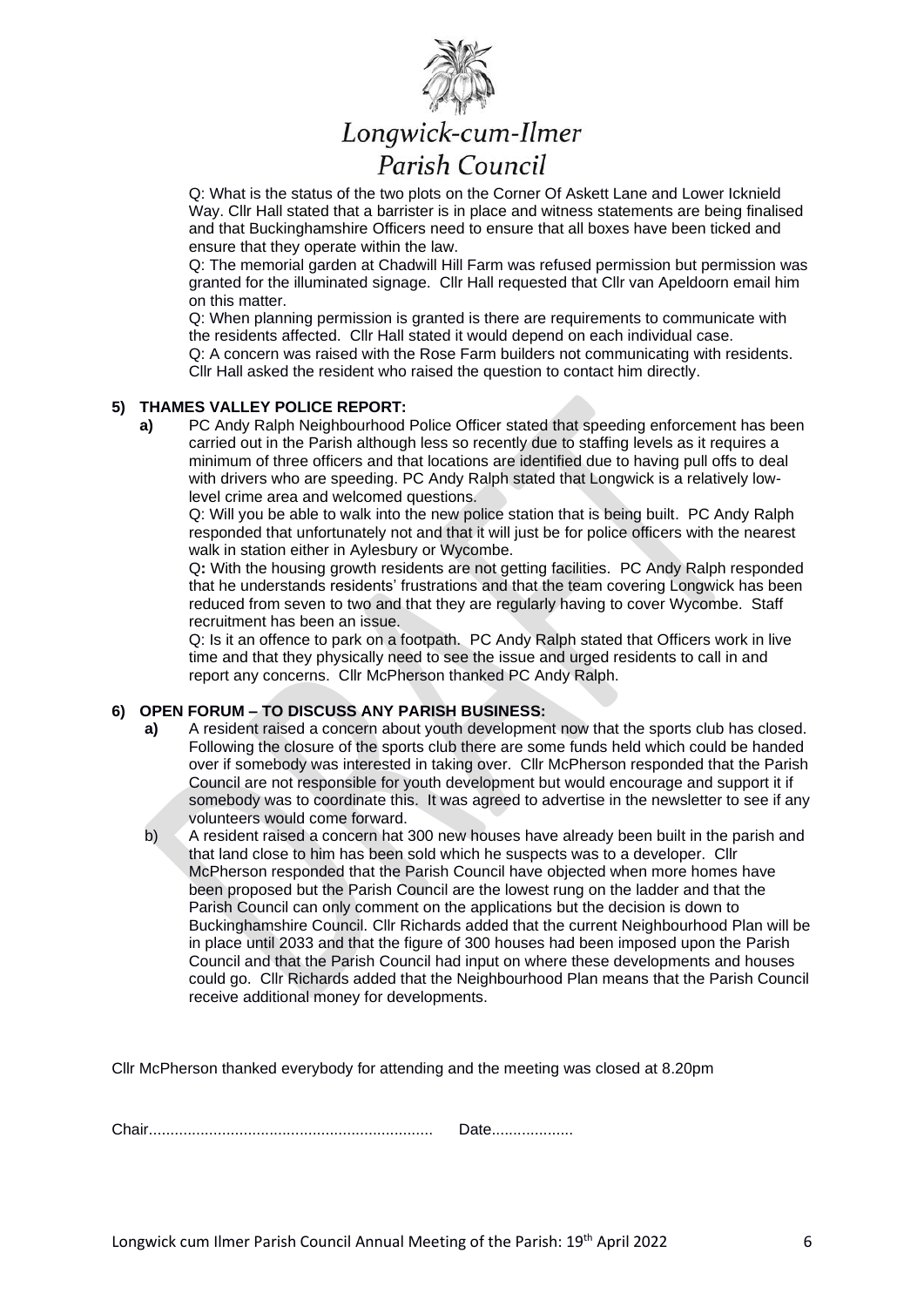Q: What is the status of the two plots on the Corner Of Askett Lane and Lower Icknield Way. Cllr Hall stated that a barrister is in place and witness statements are being finalised and that Buckinghamshire Officers need to ensure that all boxes have been ticked and ensure that they operate within the law.

Q: The memorial garden at Chadwill Hill Farm was refused permission but permission was granted for the illuminated signage. Cllr Hall requested that Cllr van Apeldoorn email him on this matter.

Q: When planning permission is granted is there are requirements to communicate with the residents affected. Cllr Hall stated it would depend on each individual case.

Q: A concern was raised with the Rose Farm builders not communicating with residents. Cllr Hall asked the resident who raised the question to contact him directly.

**5) THAMES VALLEY POLICE REPORT:**

**a)** PC Andy Ralph Neighbourhood Police Officer stated that speeding enforcement has been carried out in the Parish although less so recently due to staffing levels as it requires a minimum of three officers and that locations are identified due to having pull offs to deal with drivers who are speeding. PC Andy Ralph stated that Longwick is a relatively low-level crime area and welcomed questions.

Q: Will you be able to walk into the new police station that is being built. PC Andy Ralph responded that unfortunately not and that it will just be for police officers with the nearest walk in station either in Aylesbury or Wycombe.

Q**:** With the housing growth residents are not getting facilities. PC Andy Ralph responded that he understands residents' frustrations and that the team covering Longwick has been reduced from seven to two and that they are regularly having to cover Wycombe. Staff recruitment has been an issue.

Q: Is it an offence to park on a footpath. PC Andy Ralph stated that Officers work in live time and that they physically need to see the issue and urged residents to call in and report any concerns. Cllr McPherson thanked PC Andy Ralph.

**6) OPEN FORUM – TO DISCUSS ANY PARISH BUSINESS:**

**a)** A resident raised a concern about youth development now that the sports club has closed. Following the closure of the sports club there are some funds held which could be handed over if somebody was interested in taking over. Cllr McPherson responded that the Parish Council are not responsible for youth development but would encourage and support it if somebody was to coordinate this. It was agreed to advertise in the newsletter to see if any volunteers would come forward.

b) A resident raised a concern hat 300 new houses have already been built in the parish and that land close to him has been sold which he suspects was to a developer. Cllr McPherson responded that the Parish Council have objected when more homes have been proposed but the Parish Council are the lowest rung on the ladder and that the Parish Council can only comment on the applications but the decision is down to Buckinghamshire Council. Cllr Richards added that the current Neighbourhood Plan will be in place until 2033 and that the figure of 300 houses had been imposed upon the Parish Council and that the Parish Council had input on where these developments and houses could go. Cllr Richards added that the Neighbourhood Plan means that the Parish Council receive additional money for developments.

Cllr McPherson thanked everybody for attending and the meeting was closed at 8.20pm

Chair.................................................................. Date...................